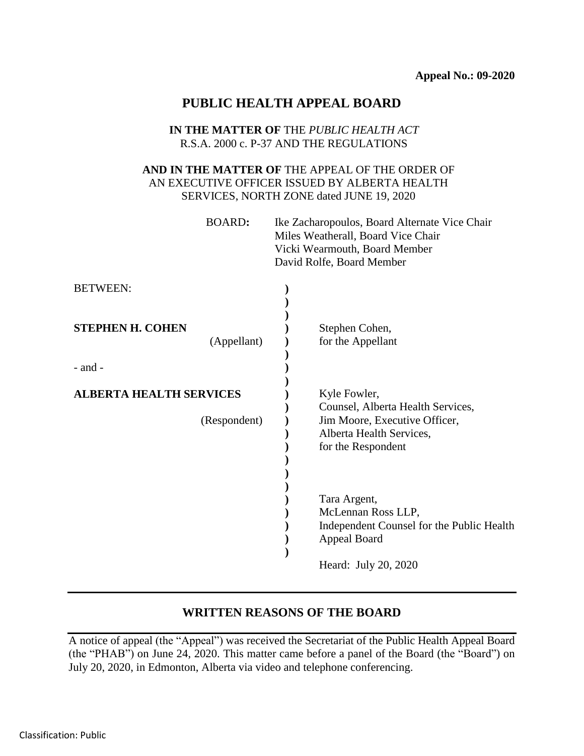**Appeal No.: 09-2020**

# PUBLIC HEALTH APPEAL BOARD

**IN THE MATTER OF** THE *PUBLIC HEALTH ACT*
R.S.A. 2000 c. P-37 AND THE REGULATIONS

**AND IN THE MATTER OF** THE APPEAL OF THE ORDER OF AN EXECUTIVE OFFICER ISSUED BY ALBERTA HEALTH SERVICES, NORTH ZONE dated JUNE 19, 2020

BOARD**:** Ike Zacharopoulos, Board Alternate Vice Chair
Miles Weatherall, Board Vice Chair
Vicki Wearmouth, Board Member
David Rolfe, Board Member

| | |
|---|---|
| BETWEEN: | |
| **STEPHEN H. COHEN** (Appellant) | Stephen Cohen, for the Appellant |
| - and - | |
| **ALBERTA HEALTH SERVICES** (Respondent) | Kyle Fowler, Counsel, Alberta Health Services, Jim Moore, Executive Officer, Alberta Health Services, for the Respondent |
| | Tara Argent, McLennan Ross LLP, Independent Counsel for the Public Health Appeal Board |
| | Heard: July 20, 2020 |

## WRITTEN REASONS OF THE BOARD

A notice of appeal (the "Appeal") was received the Secretariat of the Public Health Appeal Board (the "PHAB") on June 24, 2020. This matter came before a panel of the Board (the "Board") on July 20, 2020, in Edmonton, Alberta via video and telephone conferencing.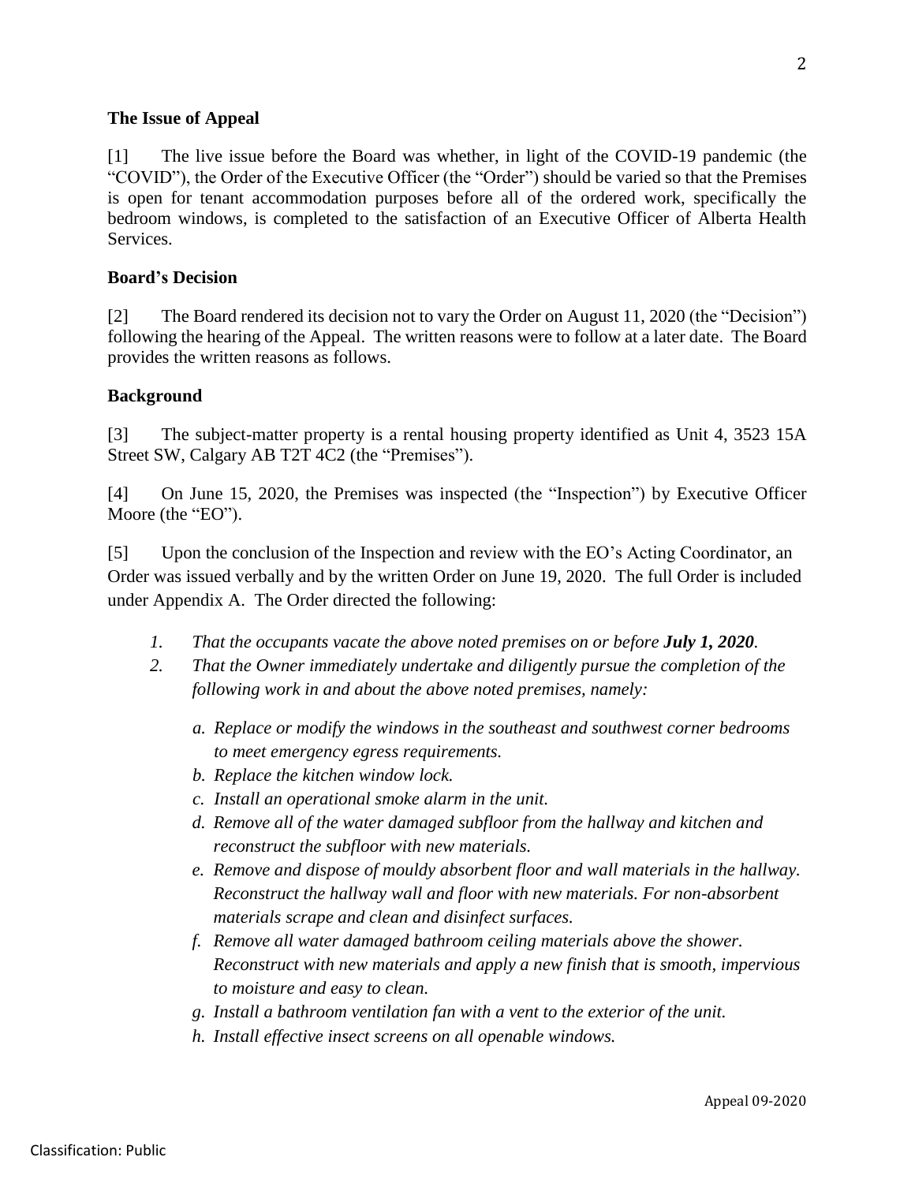**The Issue of Appeal**

[1] The live issue before the Board was whether, in light of the COVID-19 pandemic (the "COVID"), the Order of the Executive Officer (the "Order") should be varied so that the Premises is open for tenant accommodation purposes before all of the ordered work, specifically the bedroom windows, is completed to the satisfaction of an Executive Officer of Alberta Health Services.

**Board's Decision**

[2] The Board rendered its decision not to vary the Order on August 11, 2020 (the "Decision") following the hearing of the Appeal. The written reasons were to follow at a later date. The Board provides the written reasons as follows.

**Background**

[3] The subject-matter property is a rental housing property identified as Unit 4, 3523 15A Street SW, Calgary AB T2T 4C2 (the "Premises").

[4] On June 15, 2020, the Premises was inspected (the "Inspection") by Executive Officer Moore (the "EO").

[5] Upon the conclusion of the Inspection and review with the EO's Acting Coordinator, an Order was issued verbally and by the written Order on June 19, 2020. The full Order is included under Appendix A. The Order directed the following:

1. *That the occupants vacate the above noted premises on or before **July 1, 2020**.*
2. *That the Owner immediately undertake and diligently pursue the completion of the following work in and about the above noted premises, namely:*

   a. *Replace or modify the windows in the southeast and southwest corner bedrooms to meet emergency egress requirements.*
   b. *Replace the kitchen window lock.*
   c. *Install an operational smoke alarm in the unit.*
   d. *Remove all of the water damaged subfloor from the hallway and kitchen and reconstruct the subfloor with new materials.*
   e. *Remove and dispose of mouldy absorbent floor and wall materials in the hallway. Reconstruct the hallway wall and floor with new materials. For non-absorbent materials scrape and clean and disinfect surfaces.*
   f. *Remove all water damaged bathroom ceiling materials above the shower. Reconstruct with new materials and apply a new finish that is smooth, impervious to moisture and easy to clean.*
   g. *Install a bathroom ventilation fan with a vent to the exterior of the unit.*
   h. *Install effective insect screens on all openable windows.*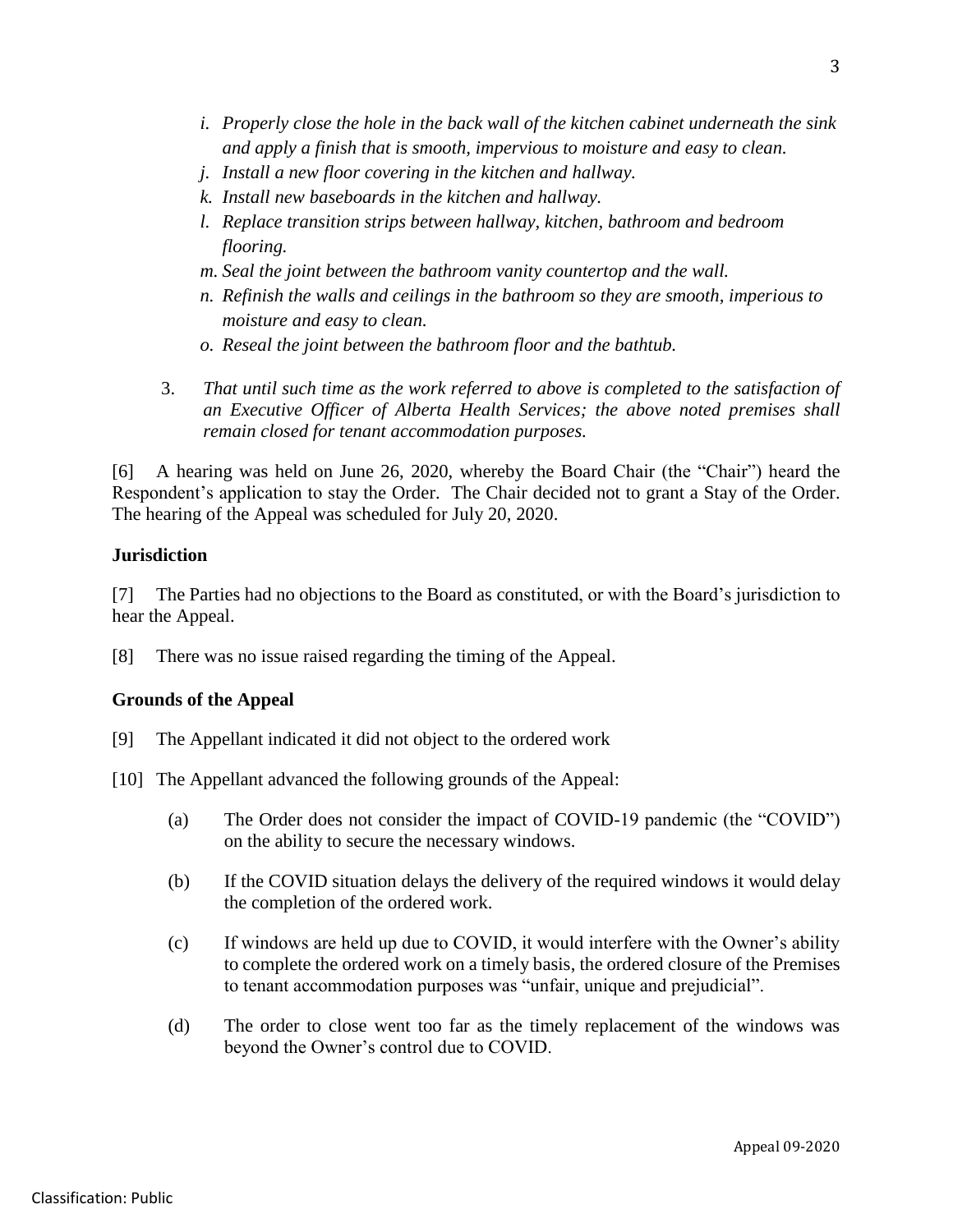*i. Properly close the hole in the back wall of the kitchen cabinet underneath the sink and apply a finish that is smooth, impervious to moisture and easy to clean.*

*j. Install a new floor covering in the kitchen and hallway.*

*k. Install new baseboards in the kitchen and hallway.*

*l. Replace transition strips between hallway, kitchen, bathroom and bedroom flooring.*

*m. Seal the joint between the bathroom vanity countertop and the wall.*

*n. Refinish the walls and ceilings in the bathroom so they are smooth, imperious to moisture and easy to clean.*

*o. Reseal the joint between the bathroom floor and the bathtub.*

3. *That until such time as the work referred to above is completed to the satisfaction of an Executive Officer of Alberta Health Services; the above noted premises shall remain closed for tenant accommodation purposes.*

[6] A hearing was held on June 26, 2020, whereby the Board Chair (the "Chair") heard the Respondent's application to stay the Order. The Chair decided not to grant a Stay of the Order. The hearing of the Appeal was scheduled for July 20, 2020.

**Jurisdiction**

[7] The Parties had no objections to the Board as constituted, or with the Board's jurisdiction to hear the Appeal.

[8] There was no issue raised regarding the timing of the Appeal.

**Grounds of the Appeal**

[9] The Appellant indicated it did not object to the ordered work

[10] The Appellant advanced the following grounds of the Appeal:

(a) The Order does not consider the impact of COVID-19 pandemic (the "COVID") on the ability to secure the necessary windows.

(b) If the COVID situation delays the delivery of the required windows it would delay the completion of the ordered work.

(c) If windows are held up due to COVID, it would interfere with the Owner's ability to complete the ordered work on a timely basis, the ordered closure of the Premises to tenant accommodation purposes was "unfair, unique and prejudicial".

(d) The order to close went too far as the timely replacement of the windows was beyond the Owner's control due to COVID.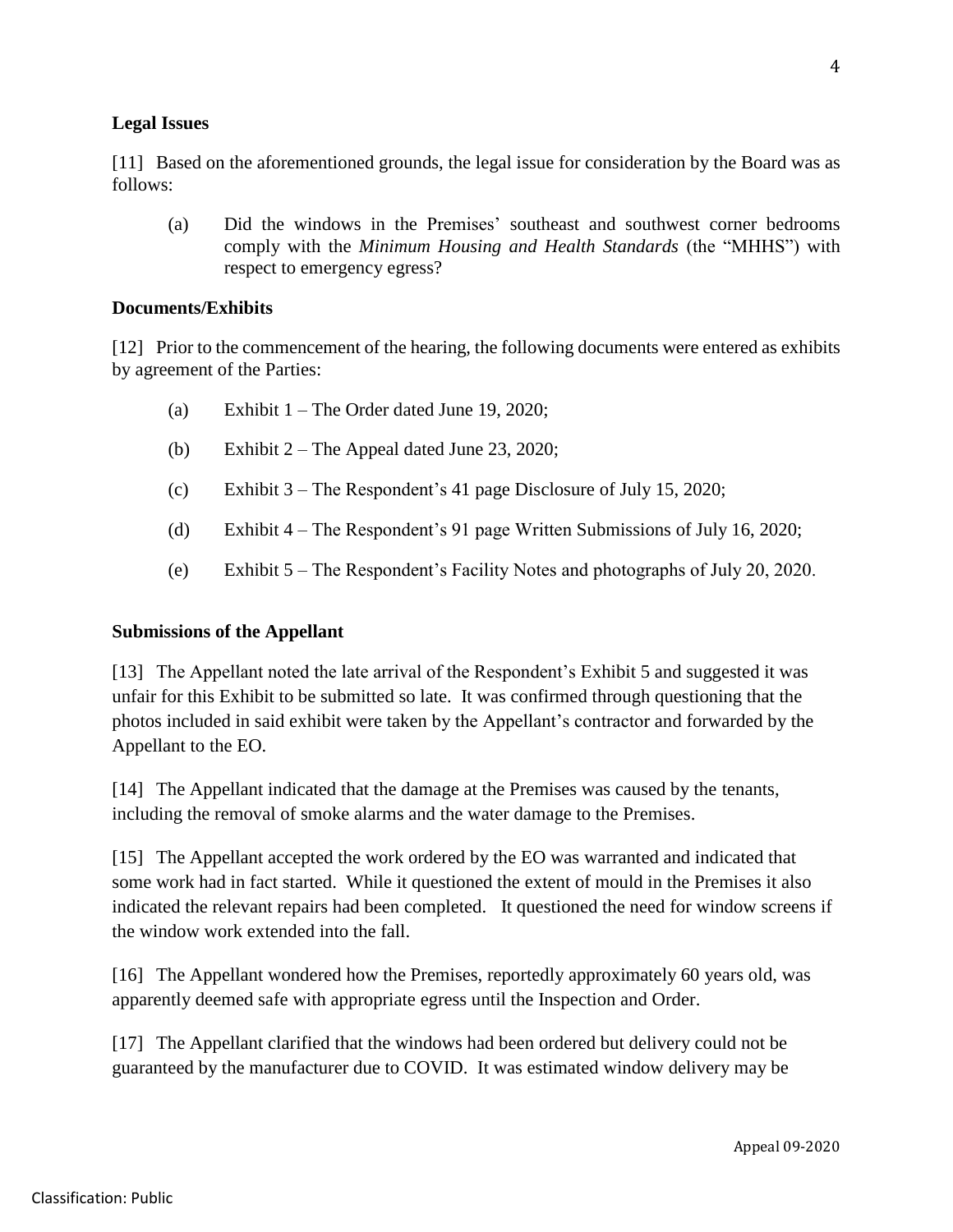**Legal Issues**

[11] Based on the aforementioned grounds, the legal issue for consideration by the Board was as follows:

(a) Did the windows in the Premises' southeast and southwest corner bedrooms comply with the *Minimum Housing and Health Standards* (the "MHHS") with respect to emergency egress?

**Documents/Exhibits**

[12] Prior to the commencement of the hearing, the following documents were entered as exhibits by agreement of the Parties:

(a) Exhibit 1 – The Order dated June 19, 2020;

(b) Exhibit 2 – The Appeal dated June 23, 2020;

(c) Exhibit 3 – The Respondent's 41 page Disclosure of July 15, 2020;

(d) Exhibit 4 – The Respondent's 91 page Written Submissions of July 16, 2020;

(e) Exhibit 5 – The Respondent's Facility Notes and photographs of July 20, 2020.

**Submissions of the Appellant**

[13] The Appellant noted the late arrival of the Respondent's Exhibit 5 and suggested it was unfair for this Exhibit to be submitted so late. It was confirmed through questioning that the photos included in said exhibit were taken by the Appellant's contractor and forwarded by the Appellant to the EO.

[14] The Appellant indicated that the damage at the Premises was caused by the tenants, including the removal of smoke alarms and the water damage to the Premises.

[15] The Appellant accepted the work ordered by the EO was warranted and indicated that some work had in fact started. While it questioned the extent of mould in the Premises it also indicated the relevant repairs had been completed. It questioned the need for window screens if the window work extended into the fall.

[16] The Appellant wondered how the Premises, reportedly approximately 60 years old, was apparently deemed safe with appropriate egress until the Inspection and Order.

[17] The Appellant clarified that the windows had been ordered but delivery could not be guaranteed by the manufacturer due to COVID. It was estimated window delivery may be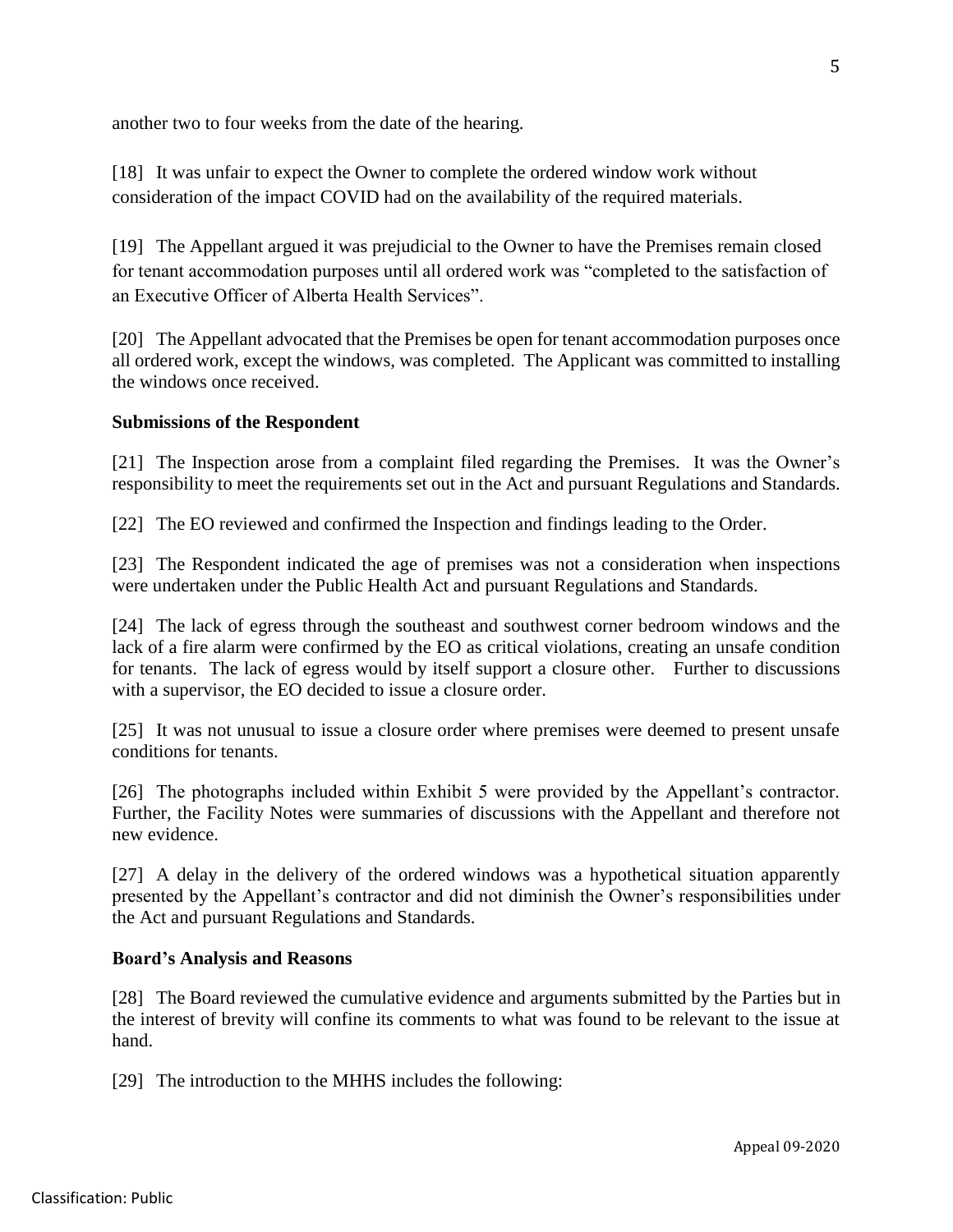another two to four weeks from the date of the hearing.

[18] It was unfair to expect the Owner to complete the ordered window work without consideration of the impact COVID had on the availability of the required materials.

[19] The Appellant argued it was prejudicial to the Owner to have the Premises remain closed for tenant accommodation purposes until all ordered work was "completed to the satisfaction of an Executive Officer of Alberta Health Services".

[20] The Appellant advocated that the Premises be open for tenant accommodation purposes once all ordered work, except the windows, was completed. The Applicant was committed to installing the windows once received.

**Submissions of the Respondent**

[21] The Inspection arose from a complaint filed regarding the Premises. It was the Owner's responsibility to meet the requirements set out in the Act and pursuant Regulations and Standards.

[22] The EO reviewed and confirmed the Inspection and findings leading to the Order.

[23] The Respondent indicated the age of premises was not a consideration when inspections were undertaken under the Public Health Act and pursuant Regulations and Standards.

[24] The lack of egress through the southeast and southwest corner bedroom windows and the lack of a fire alarm were confirmed by the EO as critical violations, creating an unsafe condition for tenants. The lack of egress would by itself support a closure other. Further to discussions with a supervisor, the EO decided to issue a closure order.

[25] It was not unusual to issue a closure order where premises were deemed to present unsafe conditions for tenants.

[26] The photographs included within Exhibit 5 were provided by the Appellant's contractor. Further, the Facility Notes were summaries of discussions with the Appellant and therefore not new evidence.

[27] A delay in the delivery of the ordered windows was a hypothetical situation apparently presented by the Appellant's contractor and did not diminish the Owner's responsibilities under the Act and pursuant Regulations and Standards.

**Board's Analysis and Reasons**

[28] The Board reviewed the cumulative evidence and arguments submitted by the Parties but in the interest of brevity will confine its comments to what was found to be relevant to the issue at hand.

[29] The introduction to the MHHS includes the following: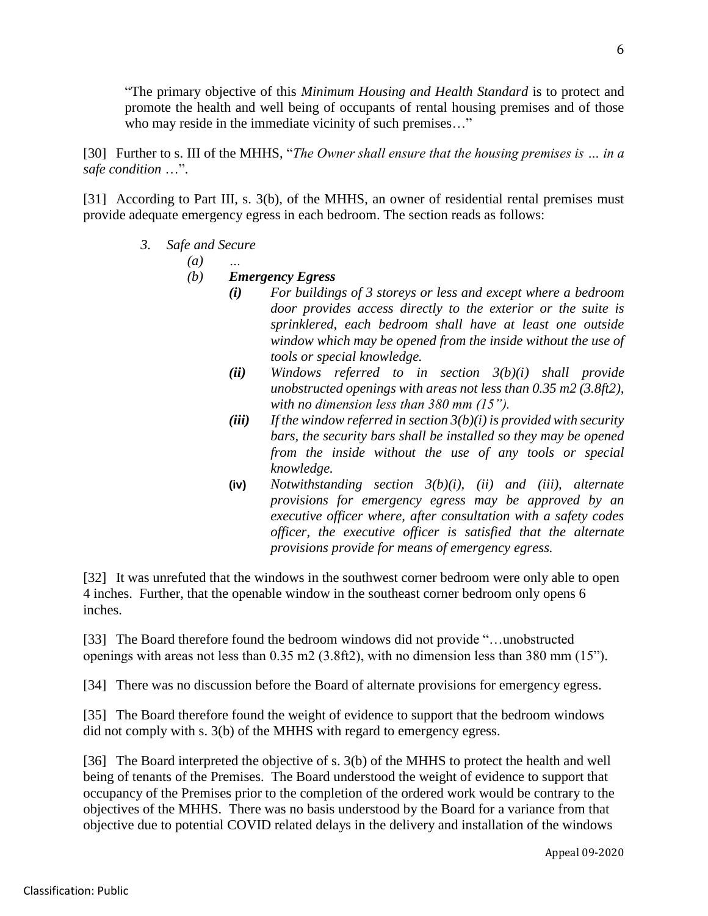"The primary objective of this *Minimum Housing and Health Standard* is to protect and promote the health and well being of occupants of rental housing premises and of those who may reside in the immediate vicinity of such premises…"

[30] Further to s. III of the MHHS, "*The Owner shall ensure that the housing premises is … in a safe condition* …".

[31] According to Part III, s. 3(b), of the MHHS, an owner of residential rental premises must provide adequate emergency egress in each bedroom. The section reads as follows:

> *3. Safe and Secure*
>
> *(a) …*
>
> *(b)* ***Emergency Egress***
>
> ***(i)*** *For buildings of 3 storeys or less and except where a bedroom door provides access directly to the exterior or the suite is sprinklered, each bedroom shall have at least one outside window which may be opened from the inside without the use of tools or special knowledge.*
>
> ***(ii)*** *Windows referred to in section 3(b)(i) shall provide unobstructed openings with areas not less than 0.35 m2 (3.8ft2), with no dimension less than 380 mm (15").*
>
> ***(iii)*** *If the window referred in section 3(b)(i) is provided with security bars, the security bars shall be installed so they may be opened from the inside without the use of any tools or special knowledge.*
>
> **(iv)** *Notwithstanding section 3(b)(i), (ii) and (iii), alternate provisions for emergency egress may be approved by an executive officer where, after consultation with a safety codes officer, the executive officer is satisfied that the alternate provisions provide for means of emergency egress.*

[32] It was unrefuted that the windows in the southwest corner bedroom were only able to open 4 inches. Further, that the openable window in the southeast corner bedroom only opens 6 inches.

[33] The Board therefore found the bedroom windows did not provide "…unobstructed openings with areas not less than 0.35 m2 (3.8ft2), with no dimension less than 380 mm (15").

[34] There was no discussion before the Board of alternate provisions for emergency egress.

[35] The Board therefore found the weight of evidence to support that the bedroom windows did not comply with s. 3(b) of the MHHS with regard to emergency egress.

[36] The Board interpreted the objective of s. 3(b) of the MHHS to protect the health and well being of tenants of the Premises. The Board understood the weight of evidence to support that occupancy of the Premises prior to the completion of the ordered work would be contrary to the objectives of the MHHS. There was no basis understood by the Board for a variance from that objective due to potential COVID related delays in the delivery and installation of the windows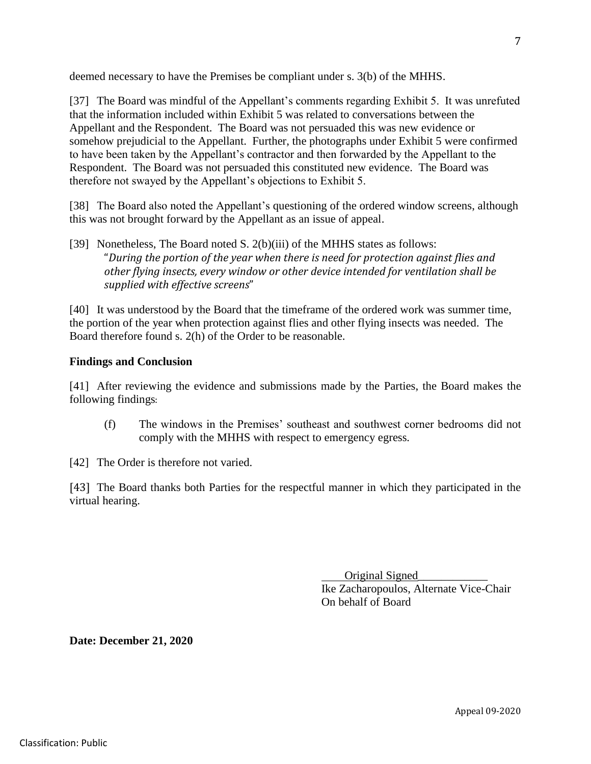deemed necessary to have the Premises be compliant under s. 3(b) of the MHHS.

[37] The Board was mindful of the Appellant's comments regarding Exhibit 5. It was unrefuted that the information included within Exhibit 5 was related to conversations between the Appellant and the Respondent. The Board was not persuaded this was new evidence or somehow prejudicial to the Appellant. Further, the photographs under Exhibit 5 were confirmed to have been taken by the Appellant's contractor and then forwarded by the Appellant to the Respondent. The Board was not persuaded this constituted new evidence. The Board was therefore not swayed by the Appellant's objections to Exhibit 5.

[38] The Board also noted the Appellant's questioning of the ordered window screens, although this was not brought forward by the Appellant as an issue of appeal.

[39] Nonetheless, The Board noted S. 2(b)(iii) of the MHHS states as follows:

> "*During the portion of the year when there is need for protection against flies and other flying insects, every window or other device intended for ventilation shall be supplied with effective screens*"

[40] It was understood by the Board that the timeframe of the ordered work was summer time, the portion of the year when protection against flies and other flying insects was needed. The Board therefore found s. 2(h) of the Order to be reasonable.

**Findings and Conclusion**

[41] After reviewing the evidence and submissions made by the Parties, the Board makes the following findings:

(f) The windows in the Premises' southeast and southwest corner bedrooms did not comply with the MHHS with respect to emergency egress.

[42] The Order is therefore not varied.

[43] The Board thanks both Parties for the respectful manner in which they participated in the virtual hearing.

Original Signed
Ike Zacharopoulos, Alternate Vice-Chair
On behalf of Board

**Date: December 21, 2020**